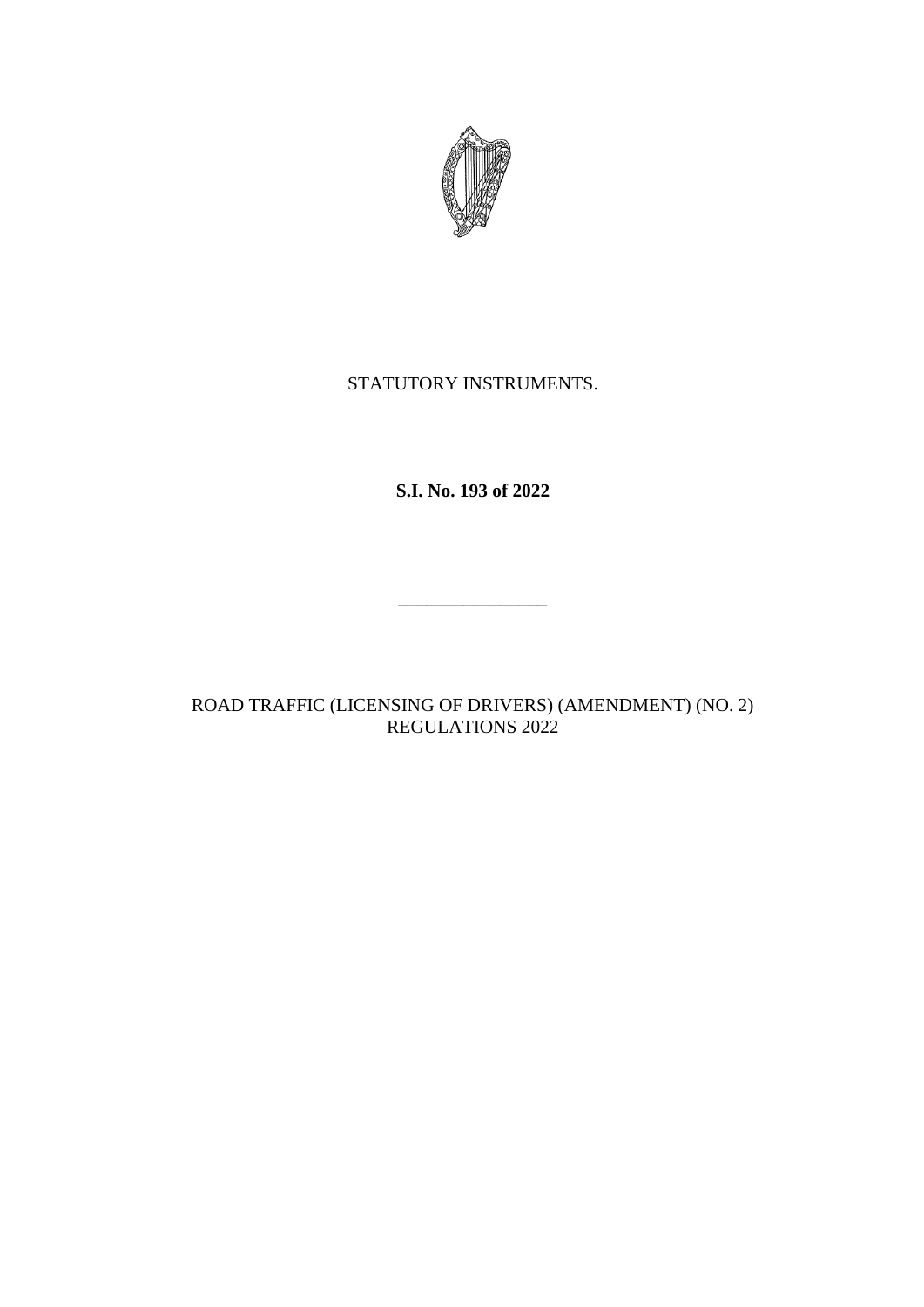STATUTORY INSTRUMENTS.

**S.I. No. 193 of 2022**

\_\_\_\_\_\_\_\_\_\_\_\_\_\_\_\_

ROAD TRAFFIC (LICENSING OF DRIVERS) (AMENDMENT) (NO. 2) REGULATIONS 2022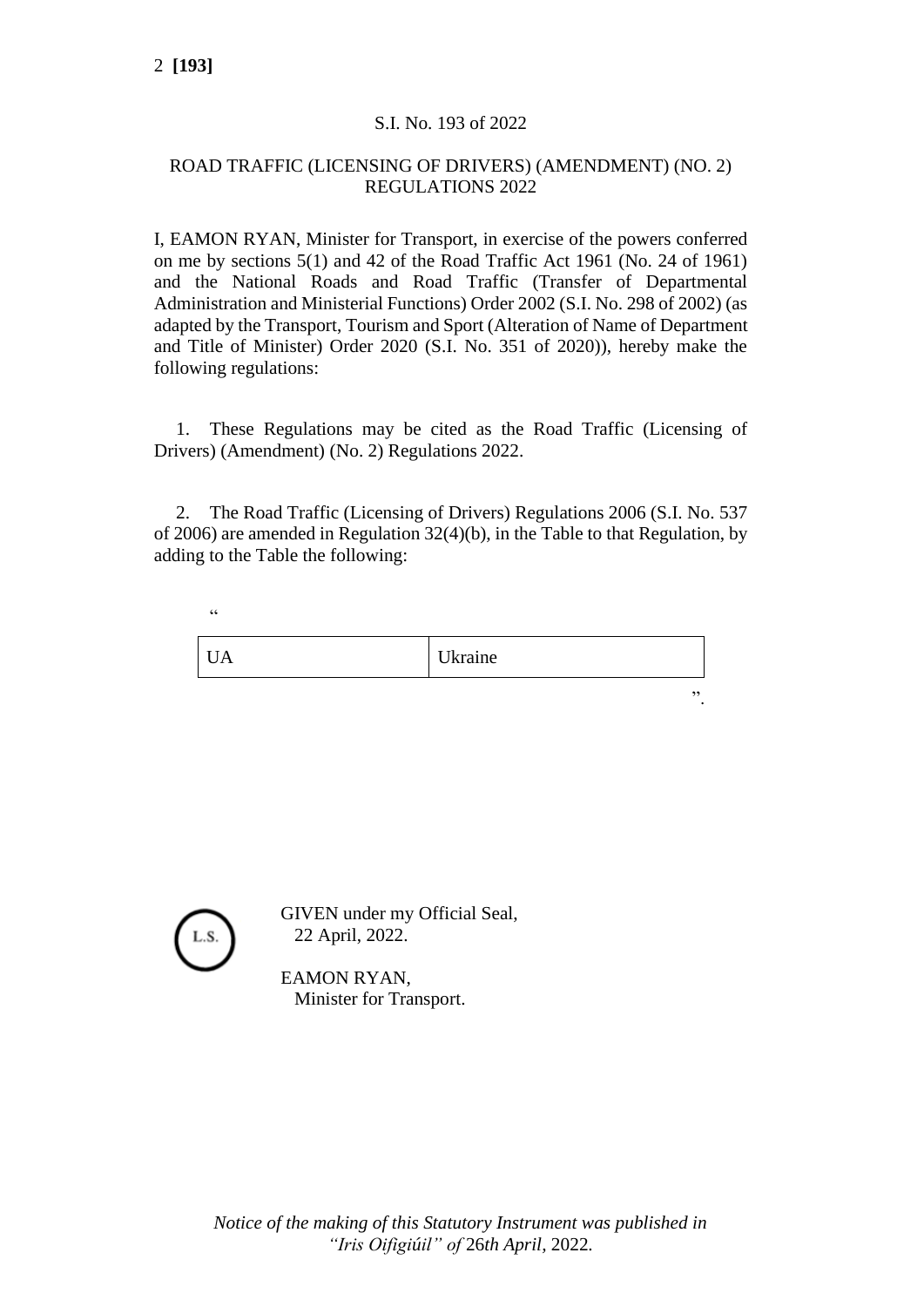S.I. No. 193 of 2022

ROAD TRAFFIC (LICENSING OF DRIVERS) (AMENDMENT) (NO. 2) REGULATIONS 2022

I, EAMON RYAN, Minister for Transport, in exercise of the powers conferred on me by sections 5(1) and 42 of the Road Traffic Act 1961 (No. 24 of 1961) and the National Roads and Road Traffic (Transfer of Departmental Administration and Ministerial Functions) Order 2002 (S.I. No. 298 of 2002) (as adapted by the Transport, Tourism and Sport (Alteration of Name of Department and Title of Minister) Order 2020 (S.I. No. 351 of 2020)), hereby make the following regulations:

1. These Regulations may be cited as the Road Traffic (Licensing of Drivers) (Amendment) (No. 2) Regulations 2022.

2. The Road Traffic (Licensing of Drivers) Regulations 2006 (S.I. No. 537 of 2006) are amended in Regulation 32(4)(b), in the Table to that Regulation, by adding to the Table the following:

“

| | |
|---|---|
| UA | Ukraine |

”.

L.S.

GIVEN under my Official Seal,
22 April, 2022.

EAMON RYAN,
Minister for Transport.

*Notice of the making of this Statutory Instrument was published in “Iris Oifigiúil” of* 26*th April,* 2022.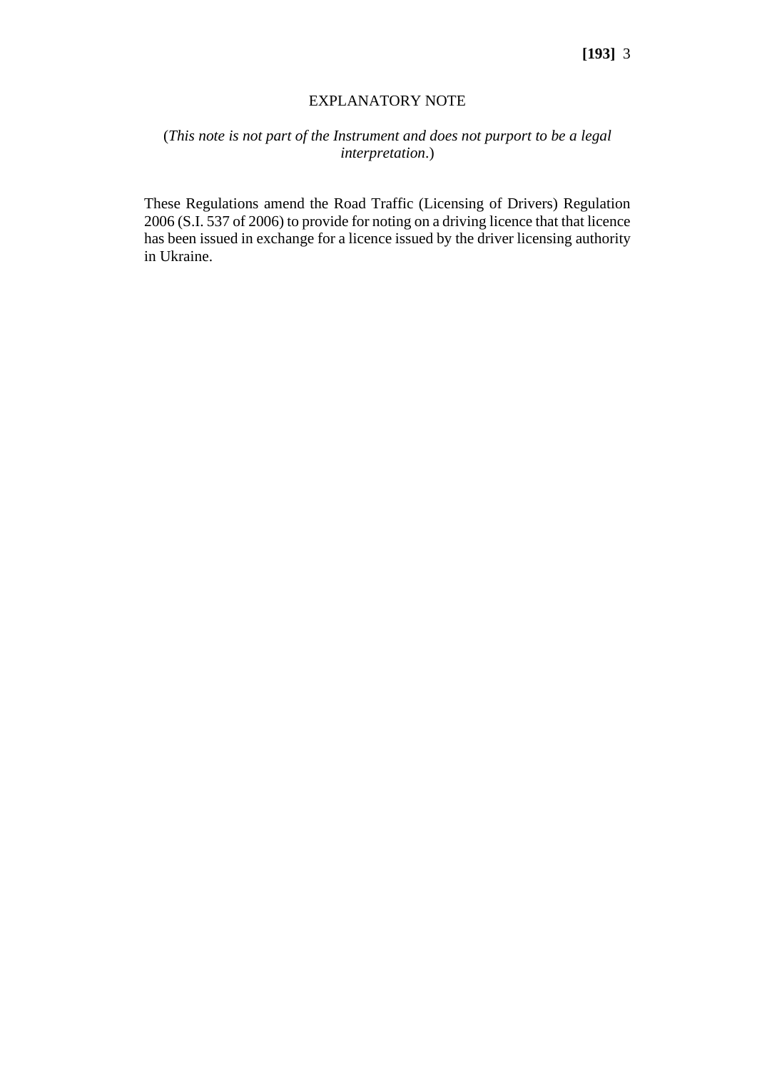## EXPLANATORY NOTE

(*This note is not part of the Instrument and does not purport to be a legal interpretation*.)

These Regulations amend the Road Traffic (Licensing of Drivers) Regulation 2006 (S.I. 537 of 2006) to provide for noting on a driving licence that that licence has been issued in exchange for a licence issued by the driver licensing authority in Ukraine.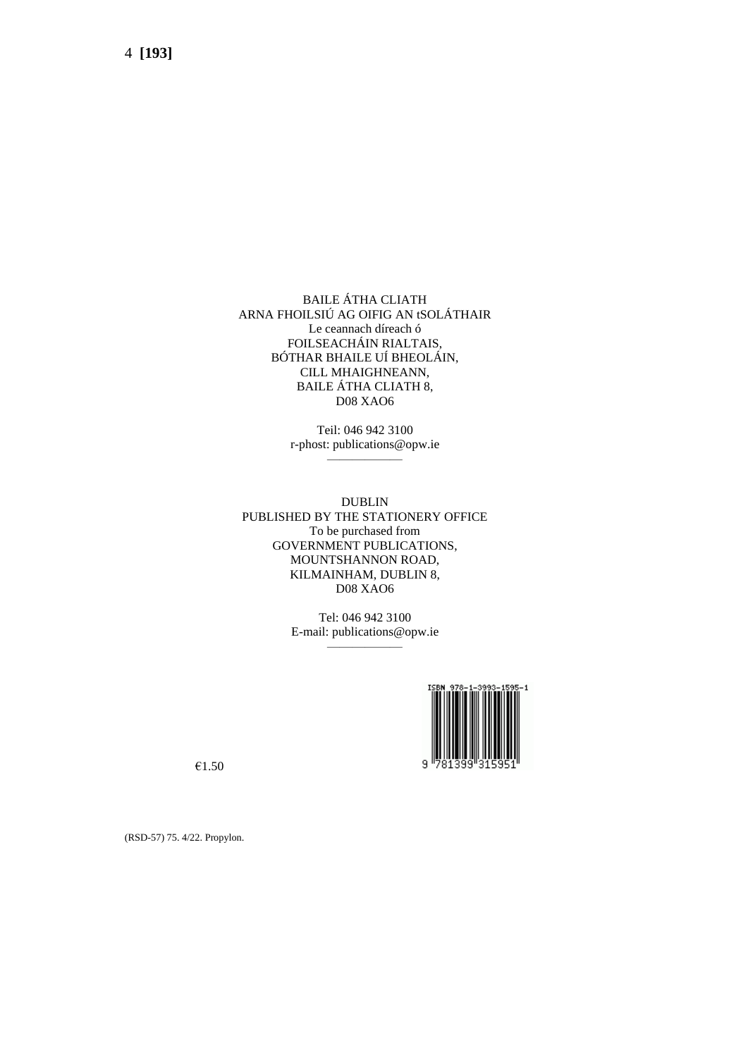BAILE ÁTHA CLIATH
ARNA FHOILSIÚ AG OIFIG AN tSOLÁTHAIR
Le ceannach díreach ó
FOILSEACHÁIN RIALTAIS,
BÓTHAR BHAILE UÍ BHEOLÁIN,
CILL MHAIGHNEANN,
BAILE ÁTHA CLIATH 8,
D08 XAO6

Teil: 046 942 3100
r-phost: publications@opw.ie

---

DUBLIN
PUBLISHED BY THE STATIONERY OFFICE
To be purchased from
GOVERNMENT PUBLICATIONS,
MOUNTSHANNON ROAD,
KILMAINHAM, DUBLIN 8,
D08 XAO6

Tel: 046 942 3100
E-mail: publications@opw.ie

---

ISBN 978-1-3993-1595-1

9 781399 315951

€1.50

(RSD-57) 75. 4/22. Propylon.